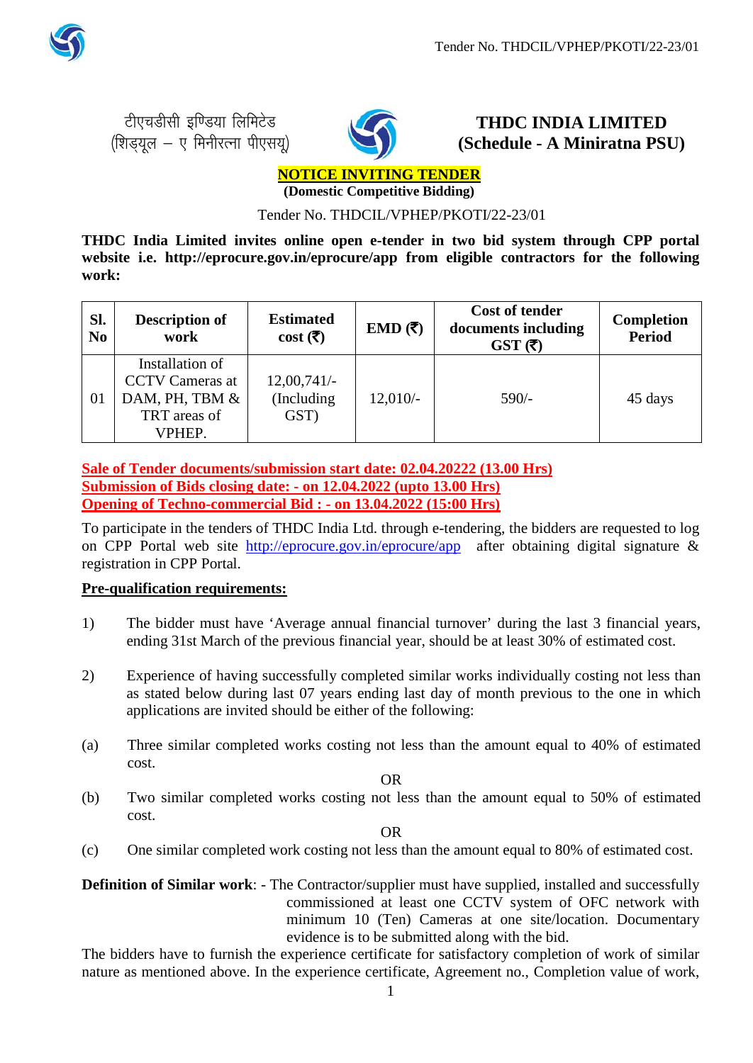टीएचडीसी इण्डिया लिमिटेड
(शिड्यूल – ए मिनीरत्ना पीएसयू)

**THDC INDIA LIMITED**
**(Schedule - A Miniratna PSU)**

## NOTICE INVITING TENDER

**(Domestic Competitive Bidding)**

Tender No. THDCIL/VPHEP/PKOTI/22-23/01

**THDC India Limited invites online open e-tender in two bid system through CPP portal website i.e. http://eprocure.gov.in/eprocure/app from eligible contractors for the following work:**

| Sl. No | Description of work | Estimated cost (₹) | EMD (₹) | Cost of tender documents including GST (₹) | Completion Period |
|---|---|---|---|---|---|
| 01 | Installation of CCTV Cameras at DAM, PH, TBM & TRT areas of VPHEP. | 12,00,741/- (Including GST) | 12,010/- | 590/- | 45 days |

**Sale of Tender documents/submission start date: 02.04.20222 (13.00 Hrs)**
**Submission of Bids closing date: - on 12.04.2022 (upto 13.00 Hrs)**
**Opening of Techno-commercial Bid : - on 13.04.2022 (15:00 Hrs)**

To participate in the tenders of THDC India Ltd. through e-tendering, the bidders are requested to log on CPP Portal web site http://eprocure.gov.in/eprocure/app after obtaining digital signature & registration in CPP Portal.

**Pre-qualification requirements:**

1) The bidder must have 'Average annual financial turnover' during the last 3 financial years, ending 31st March of the previous financial year, should be at least 30% of estimated cost.

2) Experience of having successfully completed similar works individually costing not less than as stated below during last 07 years ending last day of month previous to the one in which applications are invited should be either of the following:

(a) Three similar completed works costing not less than the amount equal to 40% of estimated cost.

OR

(b) Two similar completed works costing not less than the amount equal to 50% of estimated cost.

OR

(c) One similar completed work costing not less than the amount equal to 80% of estimated cost.

**Definition of Similar work**: - The Contractor/supplier must have supplied, installed and successfully commissioned at least one CCTV system of OFC network with minimum 10 (Ten) Cameras at one site/location. Documentary evidence is to be submitted along with the bid.

The bidders have to furnish the experience certificate for satisfactory completion of work of similar nature as mentioned above. In the experience certificate, Agreement no., Completion value of work,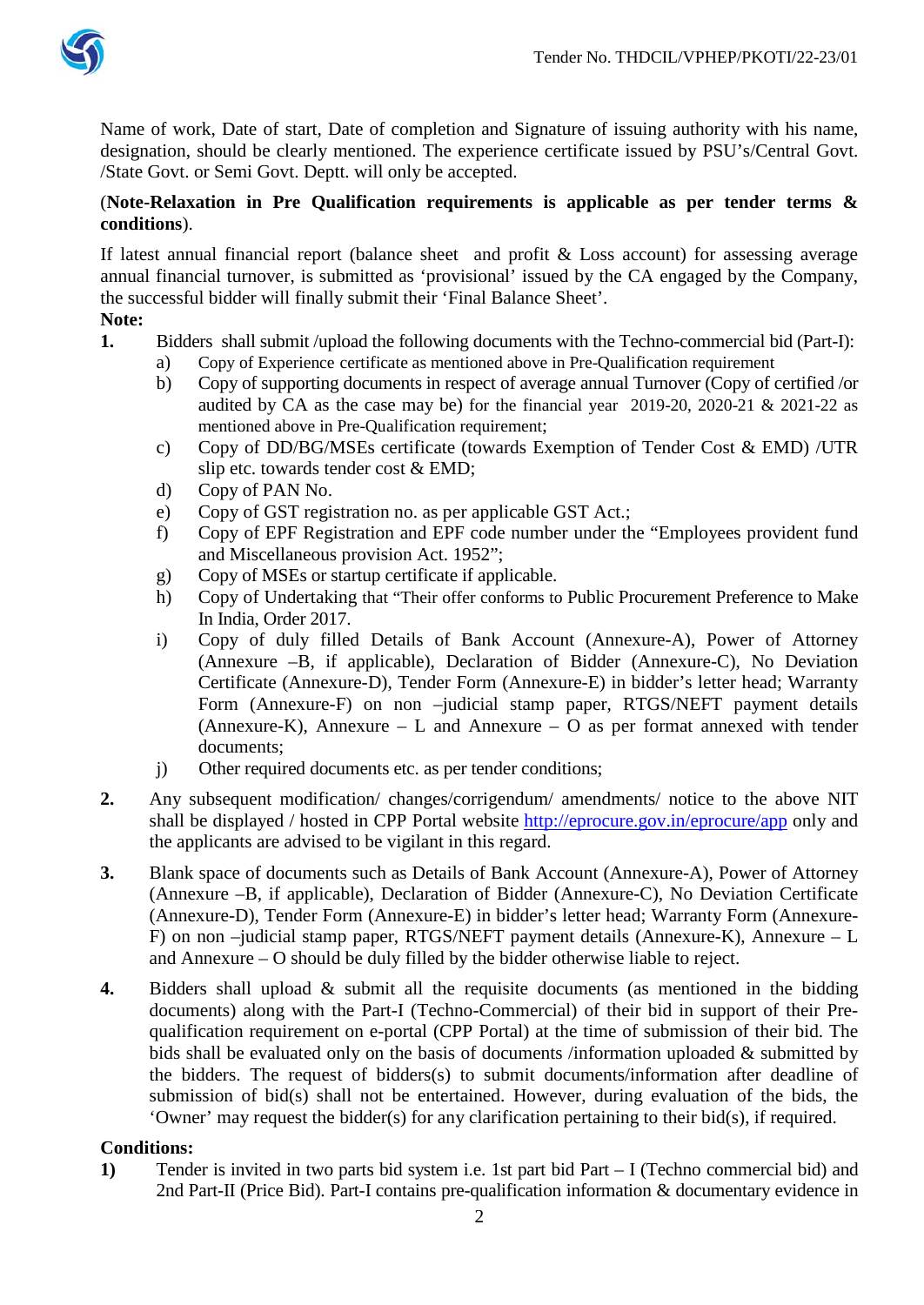Name of work, Date of start, Date of completion and Signature of issuing authority with his name, designation, should be clearly mentioned. The experience certificate issued by PSU's/Central Govt. /State Govt. or Semi Govt. Deptt. will only be accepted.

(**Note-Relaxation in Pre Qualification requirements is applicable as per tender terms & conditions**).

If latest annual financial report (balance sheet and profit & Loss account) for assessing average annual financial turnover, is submitted as 'provisional' issued by the CA engaged by the Company, the successful bidder will finally submit their 'Final Balance Sheet'.

**Note:**

**1.** Bidders shall submit /upload the following documents with the Techno-commercial bid (Part-I):

   a) Copy of Experience certificate as mentioned above in Pre-Qualification requirement
   
   b) Copy of supporting documents in respect of average annual Turnover (Copy of certified /or audited by CA as the case may be) for the financial year 2019-20, 2020-21 & 2021-22 as mentioned above in Pre-Qualification requirement;
   
   c) Copy of DD/BG/MSEs certificate (towards Exemption of Tender Cost & EMD) /UTR slip etc. towards tender cost & EMD;
   
   d) Copy of PAN No.
   
   e) Copy of GST registration no. as per applicable GST Act.;
   
   f) Copy of EPF Registration and EPF code number under the "Employees provident fund and Miscellaneous provision Act. 1952";
   
   g) Copy of MSEs or startup certificate if applicable.
   
   h) Copy of Undertaking that "Their offer conforms to Public Procurement Preference to Make In India, Order 2017.
   
   i) Copy of duly filled Details of Bank Account (Annexure-A), Power of Attorney (Annexure –B, if applicable), Declaration of Bidder (Annexure-C), No Deviation Certificate (Annexure-D), Tender Form (Annexure-E) in bidder's letter head; Warranty Form (Annexure-F) on non –judicial stamp paper, RTGS/NEFT payment details (Annexure-K), Annexure – L and Annexure – O as per format annexed with tender documents;
   
   j) Other required documents etc. as per tender conditions;

**2.** Any subsequent modification/ changes/corrigendum/ amendments/ notice to the above NIT shall be displayed / hosted in CPP Portal website http://eprocure.gov.in/eprocure/app only and the applicants are advised to be vigilant in this regard.

**3.** Blank space of documents such as Details of Bank Account (Annexure-A), Power of Attorney (Annexure –B, if applicable), Declaration of Bidder (Annexure-C), No Deviation Certificate (Annexure-D), Tender Form (Annexure-E) in bidder's letter head; Warranty Form (Annexure-F) on non –judicial stamp paper, RTGS/NEFT payment details (Annexure-K), Annexure – L and Annexure – O should be duly filled by the bidder otherwise liable to reject.

**4.** Bidders shall upload & submit all the requisite documents (as mentioned in the bidding documents) along with the Part-I (Techno-Commercial) of their bid in support of their Pre-qualification requirement on e-portal (CPP Portal) at the time of submission of their bid. The bids shall be evaluated only on the basis of documents /information uploaded & submitted by the bidders. The request of bidders(s) to submit documents/information after deadline of submission of bid(s) shall not be entertained. However, during evaluation of the bids, the 'Owner' may request the bidder(s) for any clarification pertaining to their bid(s), if required.

**Conditions:**

**1)** Tender is invited in two parts bid system i.e. 1st part bid Part – I (Techno commercial bid) and 2nd Part-II (Price Bid). Part-I contains pre-qualification information & documentary evidence in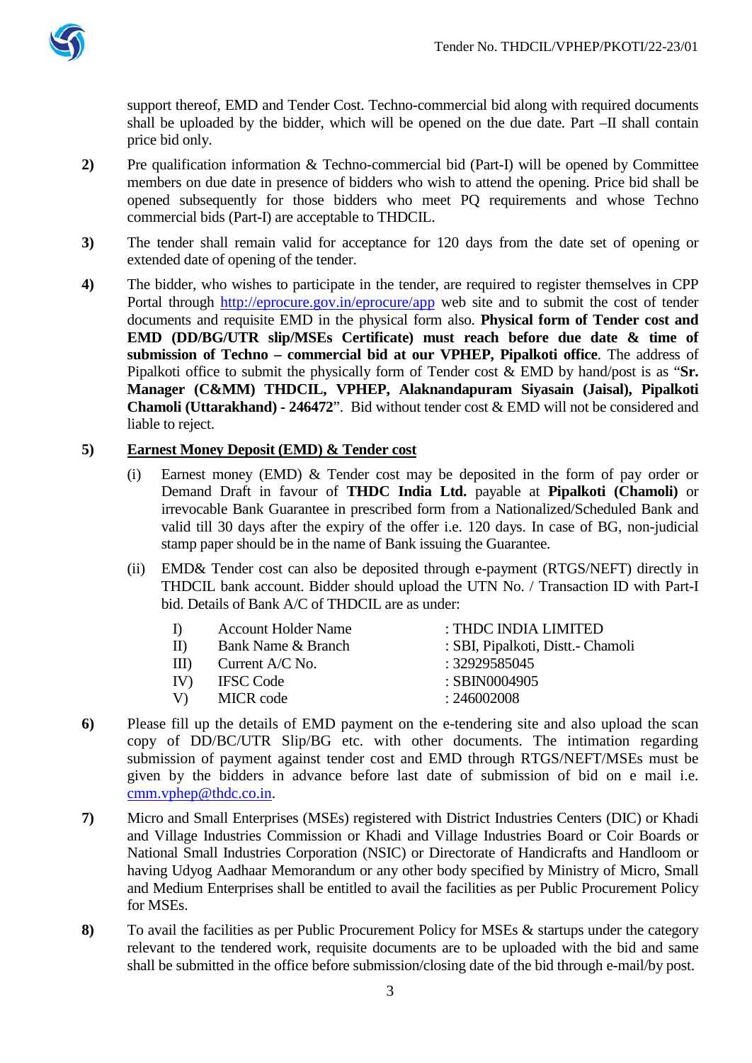support thereof, EMD and Tender Cost. Techno-commercial bid along with required documents shall be uploaded by the bidder, which will be opened on the due date. Part –II shall contain price bid only.

**2)** Pre qualification information & Techno-commercial bid (Part-I) will be opened by Committee members on due date in presence of bidders who wish to attend the opening. Price bid shall be opened subsequently for those bidders who meet PQ requirements and whose Techno commercial bids (Part-I) are acceptable to THDCIL.

**3)** The tender shall remain valid for acceptance for 120 days from the date set of opening or extended date of opening of the tender.

**4)** The bidder, who wishes to participate in the tender, are required to register themselves in CPP Portal through http://eprocure.gov.in/eprocure/app web site and to submit the cost of tender documents and requisite EMD in the physical form also. **Physical form of Tender cost and EMD (DD/BG/UTR slip/MSEs Certificate) must reach before due date & time of submission of Techno – commercial bid at our VPHEP, Pipalkoti office**. The address of Pipalkoti office to submit the physically form of Tender cost & EMD by hand/post is as "**Sr. Manager (C&MM) THDCIL, VPHEP, Alaknandapuram Siyasain (Jaisal), Pipalkoti Chamoli (Uttarakhand) - 246472**". Bid without tender cost & EMD will not be considered and liable to reject.

**5)** **<u>Earnest Money Deposit (EMD) & Tender cost</u>**

(i) Earnest money (EMD) & Tender cost may be deposited in the form of pay order or Demand Draft in favour of **THDC India Ltd.** payable at **Pipalkoti (Chamoli)** or irrevocable Bank Guarantee in prescribed form from a Nationalized/Scheduled Bank and valid till 30 days after the expiry of the offer i.e. 120 days. In case of BG, non-judicial stamp paper should be in the name of Bank issuing the Guarantee.

(ii) EMD& Tender cost can also be deposited through e-payment (RTGS/NEFT) directly in THDCIL bank account. Bidder should upload the UTN No. / Transaction ID with Part-I bid. Details of Bank A/C of THDCIL are as under:

| | | |
|---|---|---|
| I) | Account Holder Name | : THDC INDIA LIMITED |
| II) | Bank Name & Branch | : SBI, Pipalkoti, Distt.- Chamoli |
| III) | Current A/C No. | : 32929585045 |
| IV) | IFSC Code | : SBIN0004905 |
| V) | MICR code | : 246002008 |

**6)** Please fill up the details of EMD payment on the e-tendering site and also upload the scan copy of DD/BC/UTR Slip/BG etc. with other documents. The intimation regarding submission of payment against tender cost and EMD through RTGS/NEFT/MSEs must be given by the bidders in advance before last date of submission of bid on e mail i.e. cmm.vphep@thdc.co.in.

**7)** Micro and Small Enterprises (MSEs) registered with District Industries Centers (DIC) or Khadi and Village Industries Commission or Khadi and Village Industries Board or Coir Boards or National Small Industries Corporation (NSIC) or Directorate of Handicrafts and Handloom or having Udyog Aadhaar Memorandum or any other body specified by Ministry of Micro, Small and Medium Enterprises shall be entitled to avail the facilities as per Public Procurement Policy for MSEs.

**8)** To avail the facilities as per Public Procurement Policy for MSEs & startups under the category relevant to the tendered work, requisite documents are to be uploaded with the bid and same shall be submitted in the office before submission/closing date of the bid through e-mail/by post.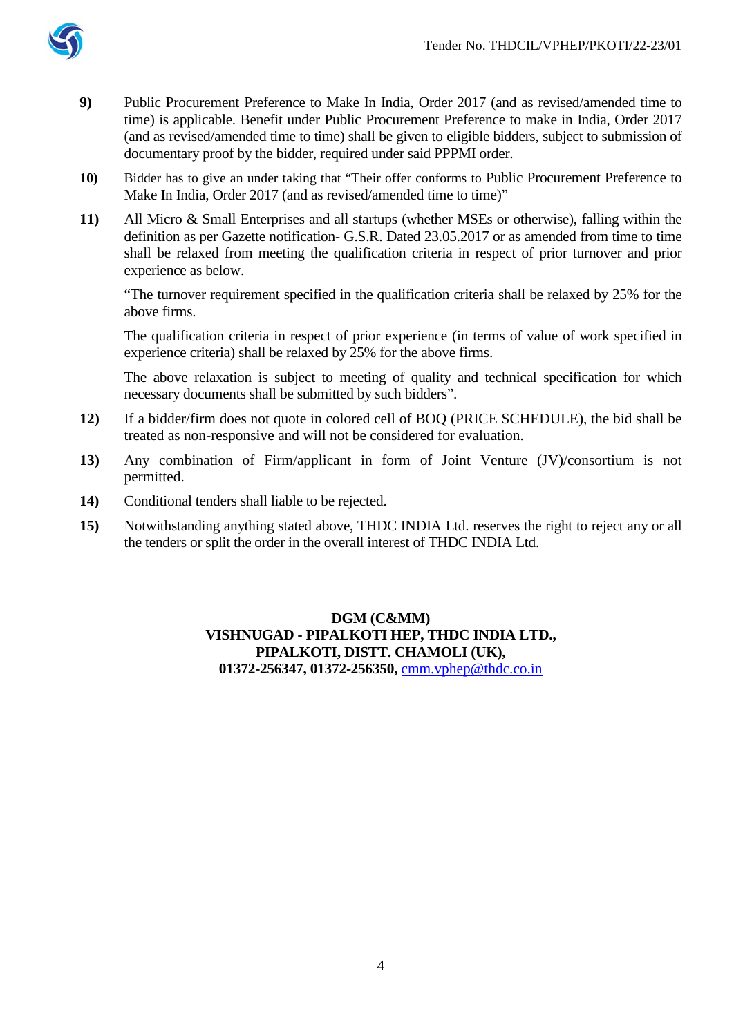**9)** Public Procurement Preference to Make In India, Order 2017 (and as revised/amended time to time) is applicable. Benefit under Public Procurement Preference to make in India, Order 2017 (and as revised/amended time to time) shall be given to eligible bidders, subject to submission of documentary proof by the bidder, required under said PPPMI order.

**10)** Bidder has to give an under taking that "Their offer conforms to Public Procurement Preference to Make In India, Order 2017 (and as revised/amended time to time)"

**11)** All Micro & Small Enterprises and all startups (whether MSEs or otherwise), falling within the definition as per Gazette notification- G.S.R. Dated 23.05.2017 or as amended from time to time shall be relaxed from meeting the qualification criteria in respect of prior turnover and prior experience as below.

"The turnover requirement specified in the qualification criteria shall be relaxed by 25% for the above firms.

The qualification criteria in respect of prior experience (in terms of value of work specified in experience criteria) shall be relaxed by 25% for the above firms.

The above relaxation is subject to meeting of quality and technical specification for which necessary documents shall be submitted by such bidders".

**12)** If a bidder/firm does not quote in colored cell of BOQ (PRICE SCHEDULE), the bid shall be treated as non-responsive and will not be considered for evaluation.

**13)** Any combination of Firm/applicant in form of Joint Venture (JV)/consortium is not permitted.

**14)** Conditional tenders shall liable to be rejected.

**15)** Notwithstanding anything stated above, THDC INDIA Ltd. reserves the right to reject any or all the tenders or split the order in the overall interest of THDC INDIA Ltd.

**DGM (C&MM)**
**VISHNUGAD - PIPALKOTI HEP, THDC INDIA LTD.,**
**PIPALKOTI, DISTT. CHAMOLI (UK),**
**01372-256347, 01372-256350,** cmm.vphep@thdc.co.in